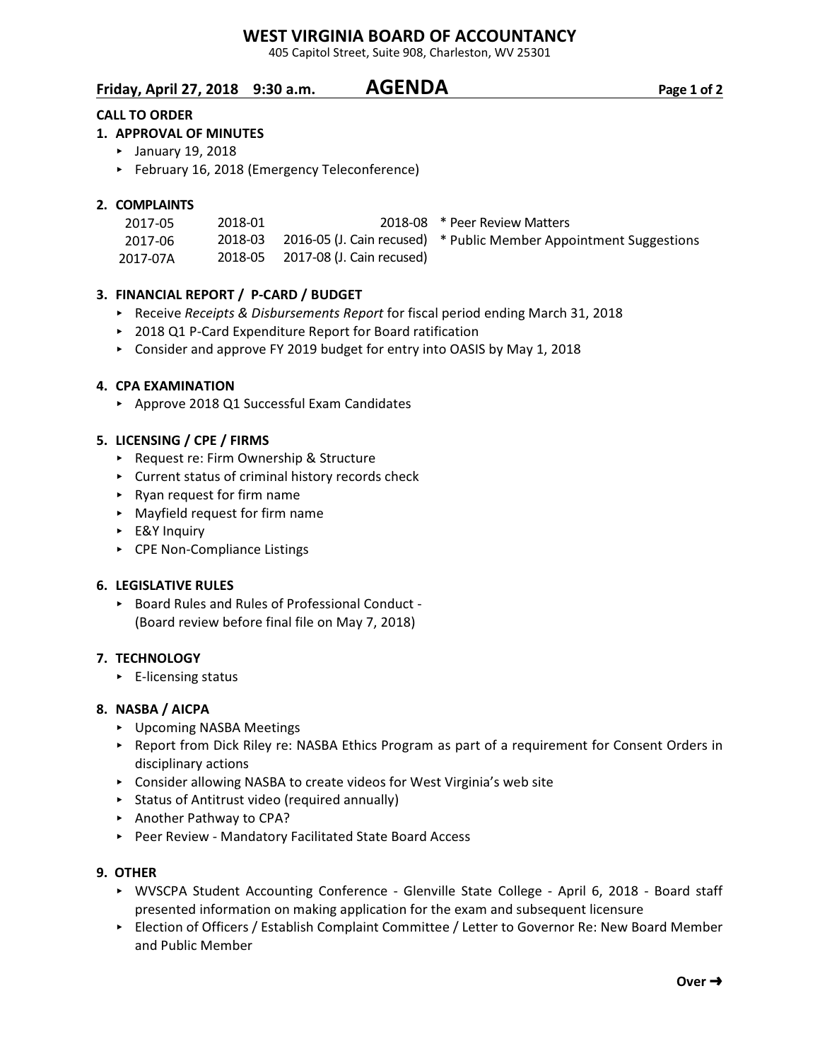# WEST VIRGINIA BOARD OF ACCOUNTANCY

405 Capitol Street, Suite 908, Charleston, WV 25301

**Friday, April 27, 2018 9:30 a.m.** **AGENDA**

**CALL TO ORDER**

**1. APPROVAL OF MINUTES**

- January 19, 2018
- February 16, 2018 (Emergency Teleconference)

**2. COMPLAINTS**

| | | | |
|---|---|---|---|
| 2017-05 | 2018-01 | 2018-08 | * Peer Review Matters |
| 2017-06 | 2018-03 | 2016-05 (J. Cain recused) | * Public Member Appointment Suggestions |
| 2017-07A | 2018-05 | 2017-08 (J. Cain recused) | |

**3. FINANCIAL REPORT / P-CARD / BUDGET**

- Receive *Receipts & Disbursements Report* for fiscal period ending March 31, 2018
- 2018 Q1 P-Card Expenditure Report for Board ratification
- Consider and approve FY 2019 budget for entry into OASIS by May 1, 2018

**4. CPA EXAMINATION**

- Approve 2018 Q1 Successful Exam Candidates

**5. LICENSING / CPE / FIRMS**

- Request re: Firm Ownership & Structure
- Current status of criminal history records check
- Ryan request for firm name
- Mayfield request for firm name
- E&Y Inquiry
- CPE Non-Compliance Listings

**6. LEGISLATIVE RULES**

- Board Rules and Rules of Professional Conduct - (Board review before final file on May 7, 2018)

**7. TECHNOLOGY**

- E-licensing status

**8. NASBA / AICPA**

- Upcoming NASBA Meetings
- Report from Dick Riley re: NASBA Ethics Program as part of a requirement for Consent Orders in disciplinary actions
- Consider allowing NASBA to create videos for West Virginia's web site
- Status of Antitrust video (required annually)
- Another Pathway to CPA?
- Peer Review - Mandatory Facilitated State Board Access

**9. OTHER**

- WVSCPA Student Accounting Conference - Glenville State College - April 6, 2018 - Board staff presented information on making application for the exam and subsequent licensure
- Election of Officers / Establish Complaint Committee / Letter to Governor Re: New Board Member and Public Member

**Over ➜**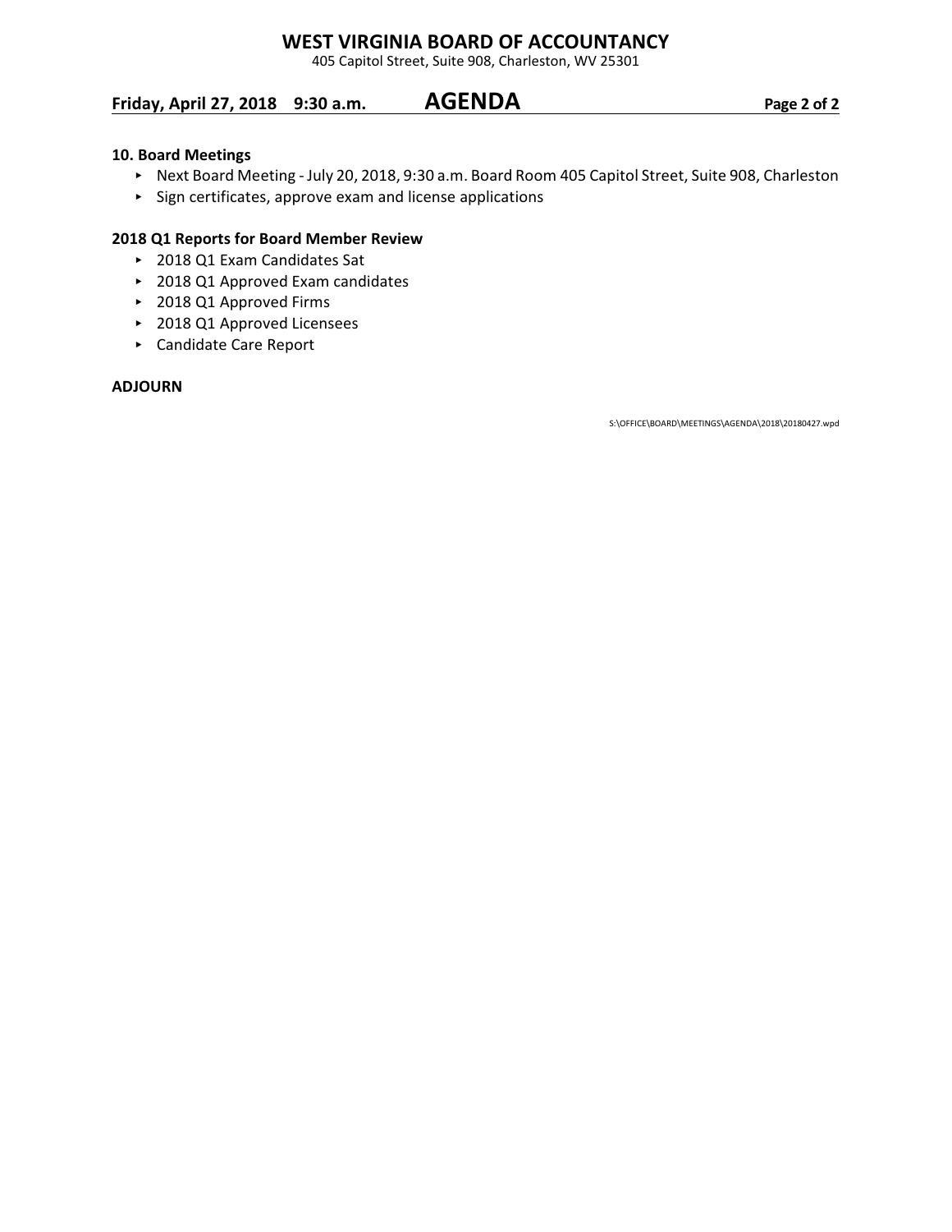## 10. Board Meetings

- Next Board Meeting - July 20, 2018, 9:30 a.m. Board Room 405 Capitol Street, Suite 908, Charleston
- Sign certificates, approve exam and license applications

## 2018 Q1 Reports for Board Member Review

- 2018 Q1 Exam Candidates Sat
- 2018 Q1 Approved Exam candidates
- 2018 Q1 Approved Firms
- 2018 Q1 Approved Licensees
- Candidate Care Report

## ADJOURN

S:\OFFICE\BOARD\MEETINGS\AGENDA\2018\20180427.wpd